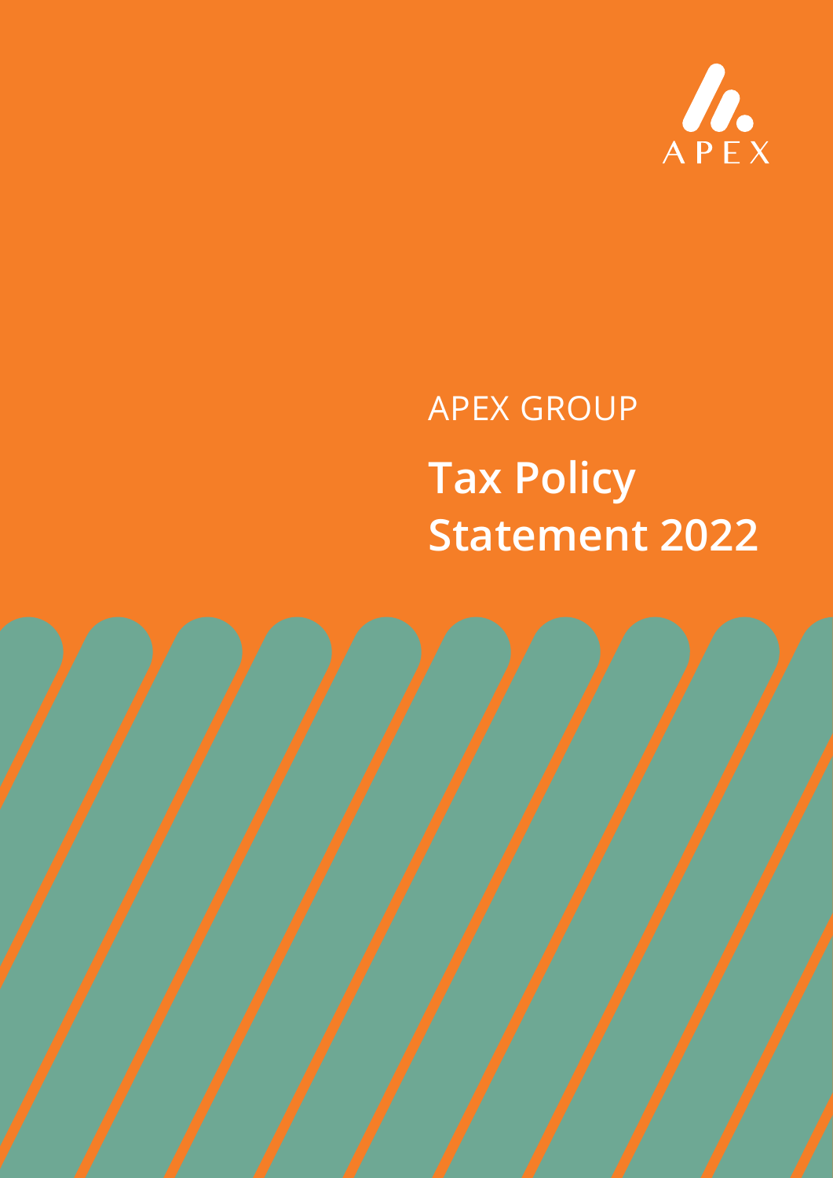APEX

APEX GROUP

# Tax Policy Statement 2022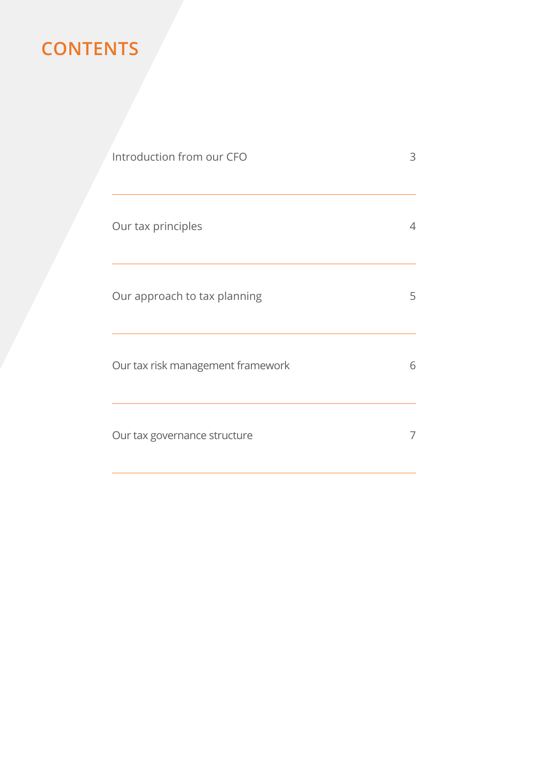# CONTENTS

| | |
|---|---|
| Introduction from our CFO | 3 |
| Our tax principles | 4 |
| Our approach to tax planning | 5 |
| Our tax risk management framework | 6 |
| Our tax governance structure | 7 |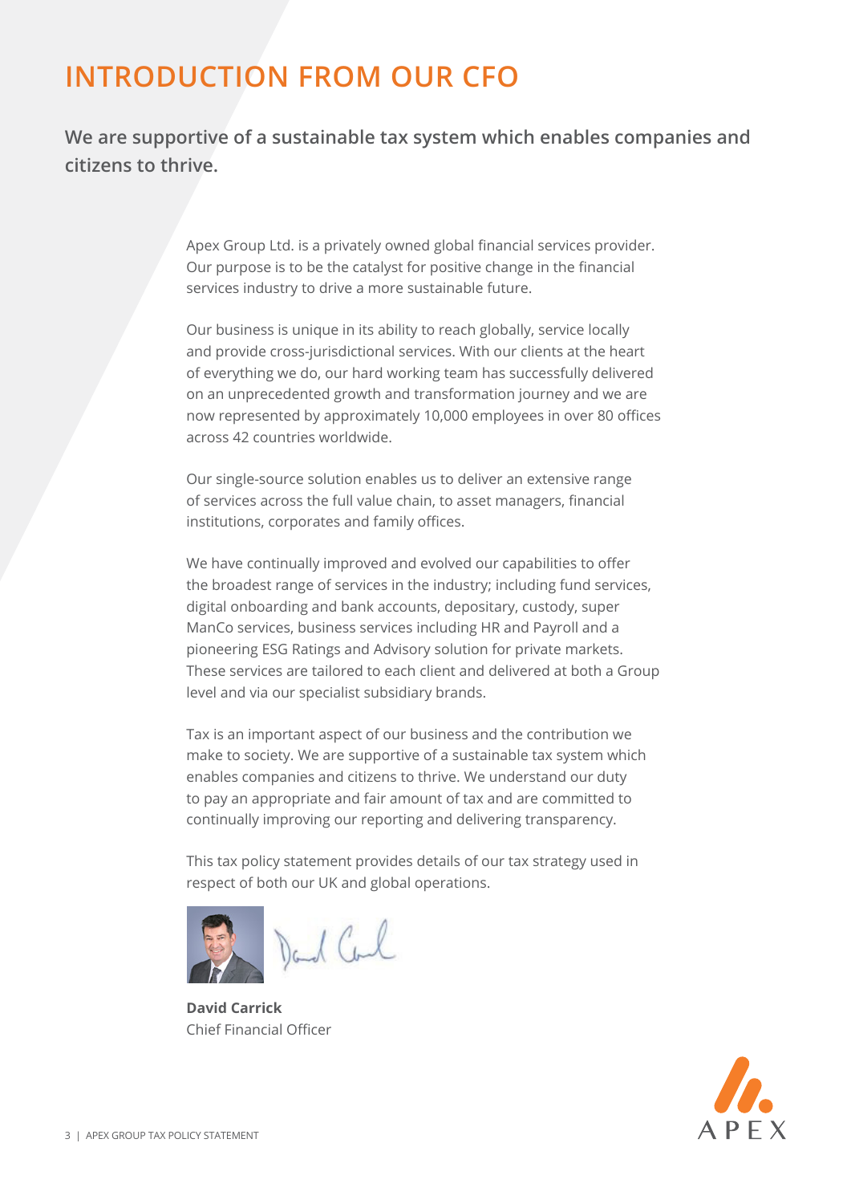# INTRODUCTION FROM OUR CFO

## We are supportive of a sustainable tax system which enables companies and citizens to thrive.

Apex Group Ltd. is a privately owned global financial services provider. Our purpose is to be the catalyst for positive change in the financial services industry to drive a more sustainable future.

Our business is unique in its ability to reach globally, service locally and provide cross-jurisdictional services. With our clients at the heart of everything we do, our hard working team has successfully delivered on an unprecedented growth and transformation journey and we are now represented by approximately 10,000 employees in over 80 offices across 42 countries worldwide.

Our single-source solution enables us to deliver an extensive range of services across the full value chain, to asset managers, financial institutions, corporates and family offices.

We have continually improved and evolved our capabilities to offer the broadest range of services in the industry; including fund services, digital onboarding and bank accounts, depositary, custody, super ManCo services, business services including HR and Payroll and a pioneering ESG Ratings and Advisory solution for private markets. These services are tailored to each client and delivered at both a Group level and via our specialist subsidiary brands.

Tax is an important aspect of our business and the contribution we make to society. We are supportive of a sustainable tax system which enables companies and citizens to thrive. We understand our duty to pay an appropriate and fair amount of tax and are committed to continually improving our reporting and delivering transparency.

This tax policy statement provides details of our tax strategy used in respect of both our UK and global operations.

**David Carrick**
Chief Financial Officer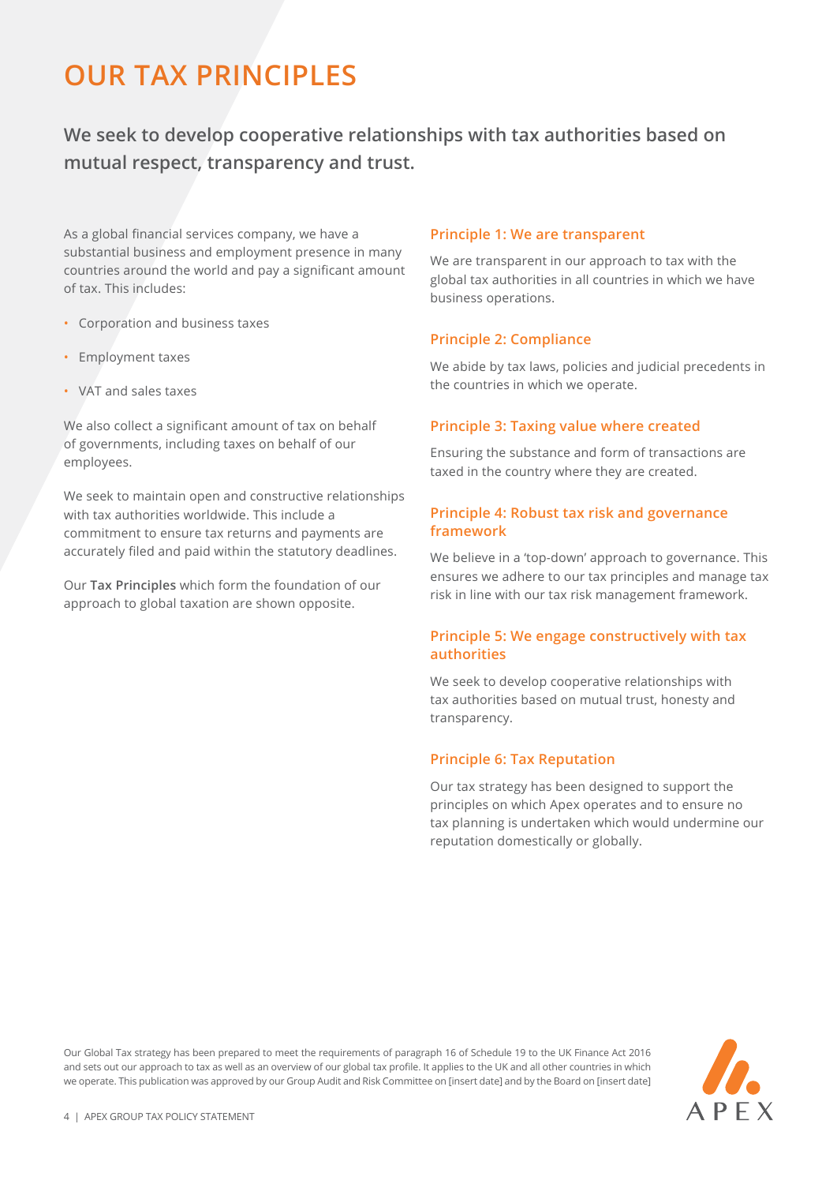# OUR TAX PRINCIPLES

## We seek to develop cooperative relationships with tax authorities based on mutual respect, transparency and trust.

As a global financial services company, we have a substantial business and employment presence in many countries around the world and pay a significant amount of tax. This includes:

- Corporation and business taxes
- Employment taxes
- VAT and sales taxes

We also collect a significant amount of tax on behalf of governments, including taxes on behalf of our employees.

We seek to maintain open and constructive relationships with tax authorities worldwide. This include a commitment to ensure tax returns and payments are accurately filed and paid within the statutory deadlines.

Our **Tax Principles** which form the foundation of our approach to global taxation are shown opposite.

### Principle 1: We are transparent

We are transparent in our approach to tax with the global tax authorities in all countries in which we have business operations.

### Principle 2: Compliance

We abide by tax laws, policies and judicial precedents in the countries in which we operate.

### Principle 3: Taxing value where created

Ensuring the substance and form of transactions are taxed in the country where they are created.

### Principle 4: Robust tax risk and governance framework

We believe in a 'top-down' approach to governance. This ensures we adhere to our tax principles and manage tax risk in line with our tax risk management framework.

### Principle 5: We engage constructively with tax authorities

We seek to develop cooperative relationships with tax authorities based on mutual trust, honesty and transparency.

### Principle 6: Tax Reputation

Our tax strategy has been designed to support the principles on which Apex operates and to ensure no tax planning is undertaken which would undermine our reputation domestically or globally.

Our Global Tax strategy has been prepared to meet the requirements of paragraph 16 of Schedule 19 to the UK Finance Act 2016 and sets out our approach to tax as well as an overview of our global tax profile. It applies to the UK and all other countries in which we operate. This publication was approved by our Group Audit and Risk Committee on [insert date] and by the Board on [insert date]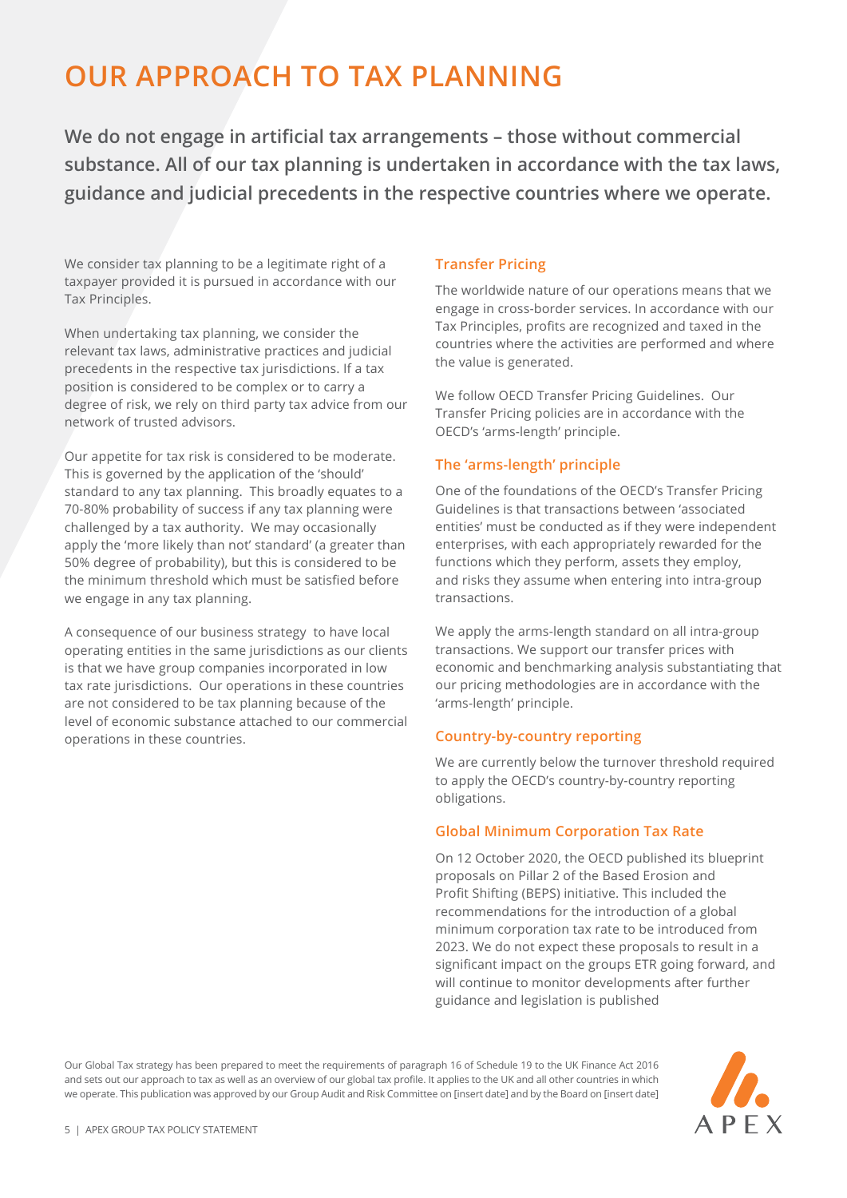# OUR APPROACH TO TAX PLANNING

**We do not engage in artificial tax arrangements – those without commercial substance. All of our tax planning is undertaken in accordance with the tax laws, guidance and judicial precedents in the respective countries where we operate.**

We consider tax planning to be a legitimate right of a taxpayer provided it is pursued in accordance with our Tax Principles.

When undertaking tax planning, we consider the relevant tax laws, administrative practices and judicial precedents in the respective tax jurisdictions. If a tax position is considered to be complex or to carry a degree of risk, we rely on third party tax advice from our network of trusted advisors.

Our appetite for tax risk is considered to be moderate. This is governed by the application of the 'should' standard to any tax planning. This broadly equates to a 70-80% probability of success if any tax planning were challenged by a tax authority. We may occasionally apply the 'more likely than not' standard' (a greater than 50% degree of probability), but this is considered to be the minimum threshold which must be satisfied before we engage in any tax planning.

A consequence of our business strategy to have local operating entities in the same jurisdictions as our clients is that we have group companies incorporated in low tax rate jurisdictions. Our operations in these countries are not considered to be tax planning because of the level of economic substance attached to our commercial operations in these countries.

## Transfer Pricing

The worldwide nature of our operations means that we engage in cross-border services. In accordance with our Tax Principles, profits are recognized and taxed in the countries where the activities are performed and where the value is generated.

We follow OECD Transfer Pricing Guidelines. Our Transfer Pricing policies are in accordance with the OECD's 'arms-length' principle.

## The 'arms-length' principle

One of the foundations of the OECD's Transfer Pricing Guidelines is that transactions between 'associated entities' must be conducted as if they were independent enterprises, with each appropriately rewarded for the functions which they perform, assets they employ, and risks they assume when entering into intra-group transactions.

We apply the arms-length standard on all intra-group transactions. We support our transfer prices with economic and benchmarking analysis substantiating that our pricing methodologies are in accordance with the 'arms-length' principle.

## Country-by-country reporting

We are currently below the turnover threshold required to apply the OECD's country-by-country reporting obligations.

## Global Minimum Corporation Tax Rate

On 12 October 2020, the OECD published its blueprint proposals on Pillar 2 of the Based Erosion and Profit Shifting (BEPS) initiative. This included the recommendations for the introduction of a global minimum corporation tax rate to be introduced from 2023. We do not expect these proposals to result in a significant impact on the groups ETR going forward, and will continue to monitor developments after further guidance and legislation is published

Our Global Tax strategy has been prepared to meet the requirements of paragraph 16 of Schedule 19 to the UK Finance Act 2016 and sets out our approach to tax as well as an overview of our global tax profile. It applies to the UK and all other countries in which we operate. This publication was approved by our Group Audit and Risk Committee on [insert date] and by the Board on [insert date]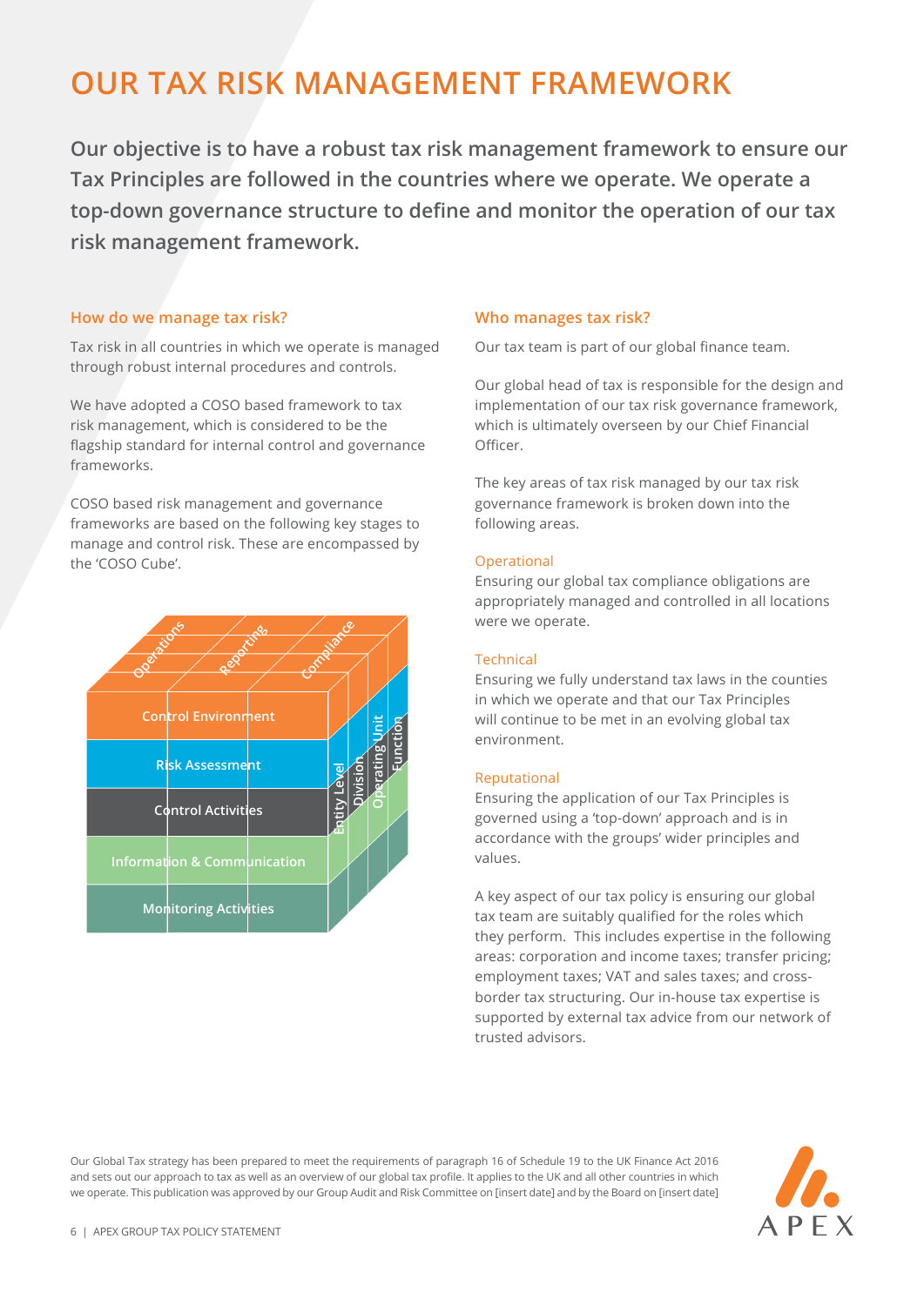# OUR TAX RISK MANAGEMENT FRAMEWORK

**Our objective is to have a robust tax risk management framework to ensure our Tax Principles are followed in the countries where we operate. We operate a top-down governance structure to define and monitor the operation of our tax risk management framework.**

## How do we manage tax risk?

Tax risk in all countries in which we operate is managed through robust internal procedures and controls.

We have adopted a COSO based framework to tax risk management, which is considered to be the flagship standard for internal control and governance frameworks.

COSO based risk management and governance frameworks are based on the following key stages to manage and control risk. These are encompassed by the 'COSO Cube'.

Operations | Reporting | Compliance

Control Environment

Risk Assessment

Control Activities

Information & Communication

Monitoring Activities

Entity Level | Division | Operating Unit | Function

## Who manages tax risk?

Our tax team is part of our global finance team.

Our global head of tax is responsible for the design and implementation of our tax risk governance framework, which is ultimately overseen by our Chief Financial Officer.

The key areas of tax risk managed by our tax risk governance framework is broken down into the following areas.

### Operational

Ensuring our global tax compliance obligations are appropriately managed and controlled in all locations were we operate.

### Technical

Ensuring we fully understand tax laws in the counties in which we operate and that our Tax Principles will continue to be met in an evolving global tax environment.

### Reputational

Ensuring the application of our Tax Principles is governed using a 'top-down' approach and is in accordance with the groups' wider principles and values.

A key aspect of our tax policy is ensuring our global tax team are suitably qualified for the roles which they perform. This includes expertise in the following areas: corporation and income taxes; transfer pricing; employment taxes; VAT and sales taxes; and cross-border tax structuring. Our in-house tax expertise is supported by external tax advice from our network of trusted advisors.

Our Global Tax strategy has been prepared to meet the requirements of paragraph 16 of Schedule 19 to the UK Finance Act 2016 and sets out our approach to tax as well as an overview of our global tax profile. It applies to the UK and all other countries in which we operate. This publication was approved by our Group Audit and Risk Committee on [insert date] and by the Board on [insert date]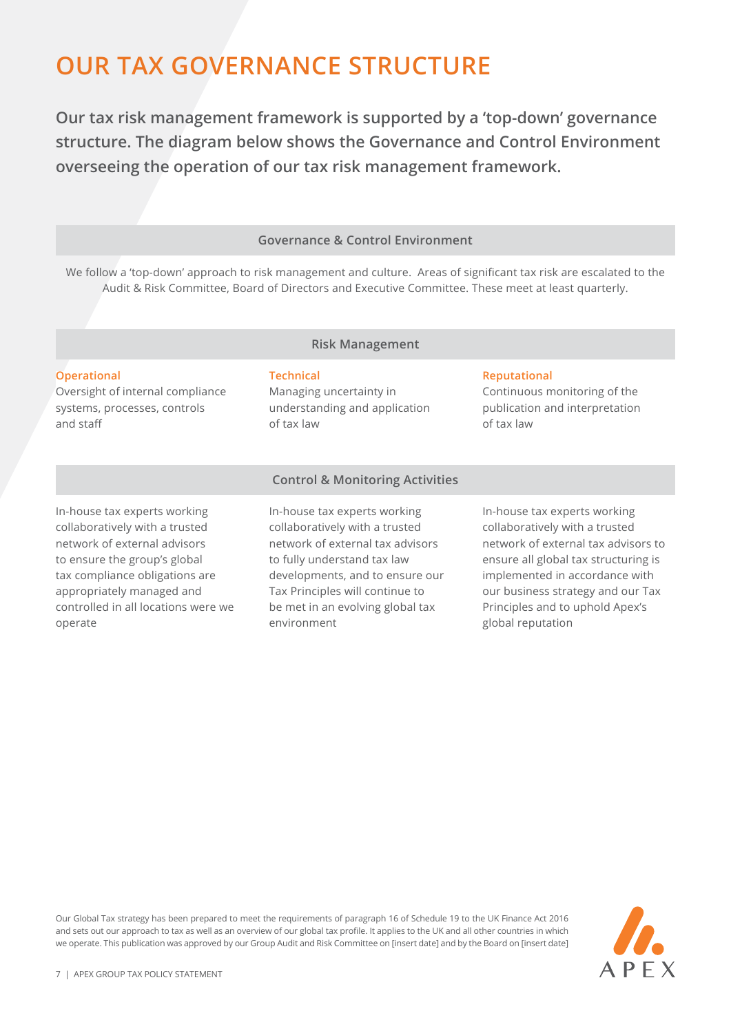# OUR TAX GOVERNANCE STRUCTURE

**Our tax risk management framework is supported by a 'top-down' governance structure. The diagram below shows the Governance and Control Environment overseeing the operation of our tax risk management framework.**

## Governance & Control Environment

We follow a 'top-down' approach to risk management and culture. Areas of significant tax risk are escalated to the Audit & Risk Committee, Board of Directors and Executive Committee. These meet at least quarterly.

## Risk Management

**Operational**
Oversight of internal compliance systems, processes, controls and staff

**Technical**
Managing uncertainty in understanding and application of tax law

**Reputational**
Continuous monitoring of the publication and interpretation of tax law

## Control & Monitoring Activities

In-house tax experts working collaboratively with a trusted network of external advisors to ensure the group's global tax compliance obligations are appropriately managed and controlled in all locations were we operate

In-house tax experts working collaboratively with a trusted network of external tax advisors to fully understand tax law developments, and to ensure our Tax Principles will continue to be met in an evolving global tax environment

In-house tax experts working collaboratively with a trusted network of external tax advisors to ensure all global tax structuring is implemented in accordance with our business strategy and our Tax Principles and to uphold Apex's global reputation

Our Global Tax strategy has been prepared to meet the requirements of paragraph 16 of Schedule 19 to the UK Finance Act 2016 and sets out our approach to tax as well as an overview of our global tax profile. It applies to the UK and all other countries in which we operate. This publication was approved by our Group Audit and Risk Committee on [insert date] and by the Board on [insert date]

APEX